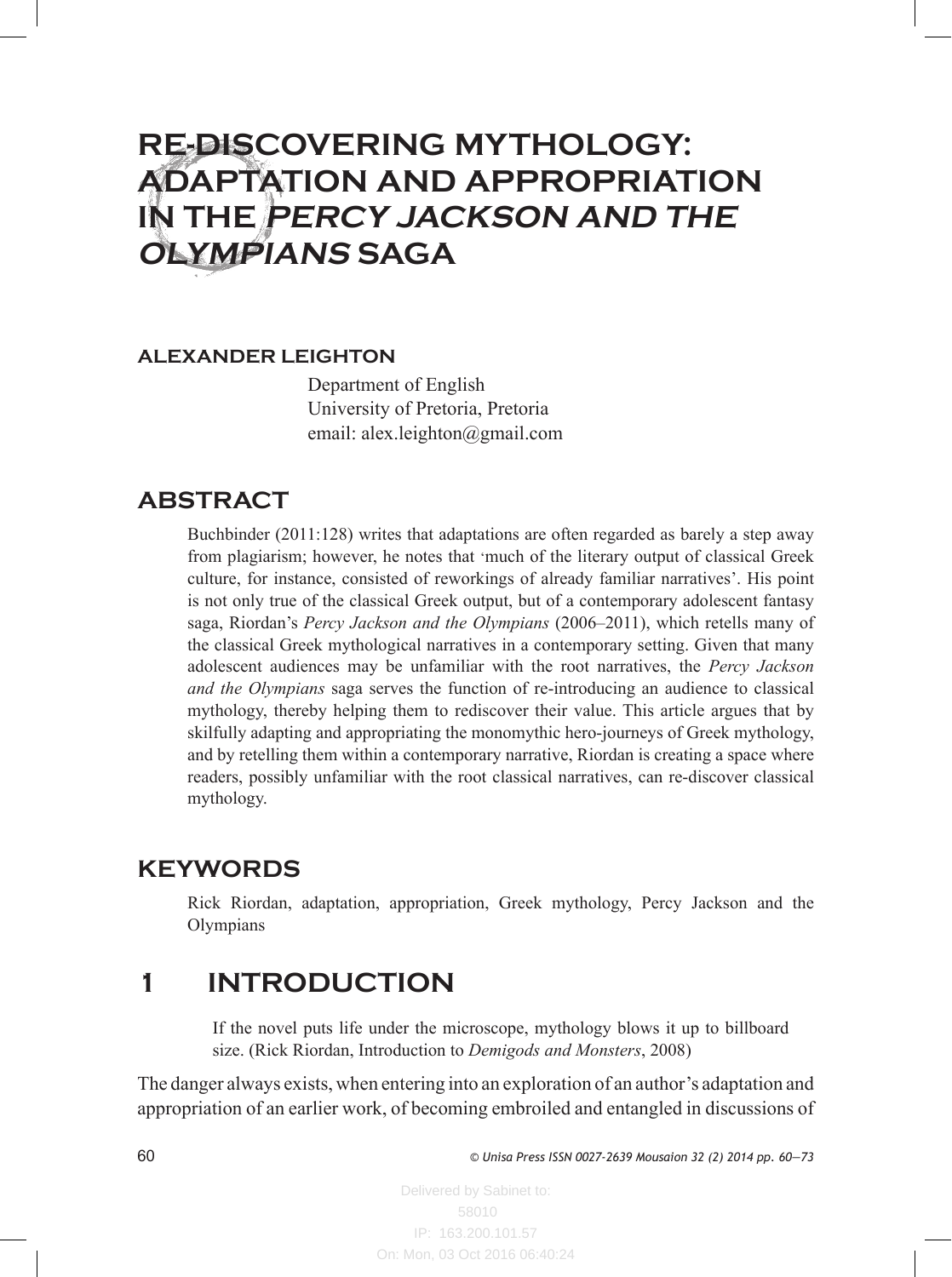# RE-DISCOVERING MYTHOLOGY: ADAPTATION AND APPROPRIATION IN THE *PERCY JACKSON AND THE OLYMPIANS* SAGA

**ALEXANDER LEIGHTON**

Department of English
University of Pretoria, Pretoria
email: alex.leighton@gmail.com

## ABSTRACT

Buchbinder (2011:128) writes that adaptations are often regarded as barely a step away from plagiarism; however, he notes that 'much of the literary output of classical Greek culture, for instance, consisted of reworkings of already familiar narratives'. His point is not only true of the classical Greek output, but of a contemporary adolescent fantasy saga, Riordan's *Percy Jackson and the Olympians* (2006–2011), which retells many of the classical Greek mythological narratives in a contemporary setting. Given that many adolescent audiences may be unfamiliar with the root narratives, the *Percy Jackson and the Olympians* saga serves the function of re-introducing an audience to classical mythology, thereby helping them to rediscover their value. This article argues that by skilfully adapting and appropriating the monomythic hero-journeys of Greek mythology, and by retelling them within a contemporary narrative, Riordan is creating a space where readers, possibly unfamiliar with the root classical narratives, can re-discover classical mythology.

## KEYWORDS

Rick Riordan, adaptation, appropriation, Greek mythology, Percy Jackson and the Olympians

## 1 INTRODUCTION

> If the novel puts life under the microscope, mythology blows it up to billboard size. (Rick Riordan, Introduction to *Demigods and Monsters*, 2008)

The danger always exists, when entering into an exploration of an author's adaptation and appropriation of an earlier work, of becoming embroiled and entangled in discussions of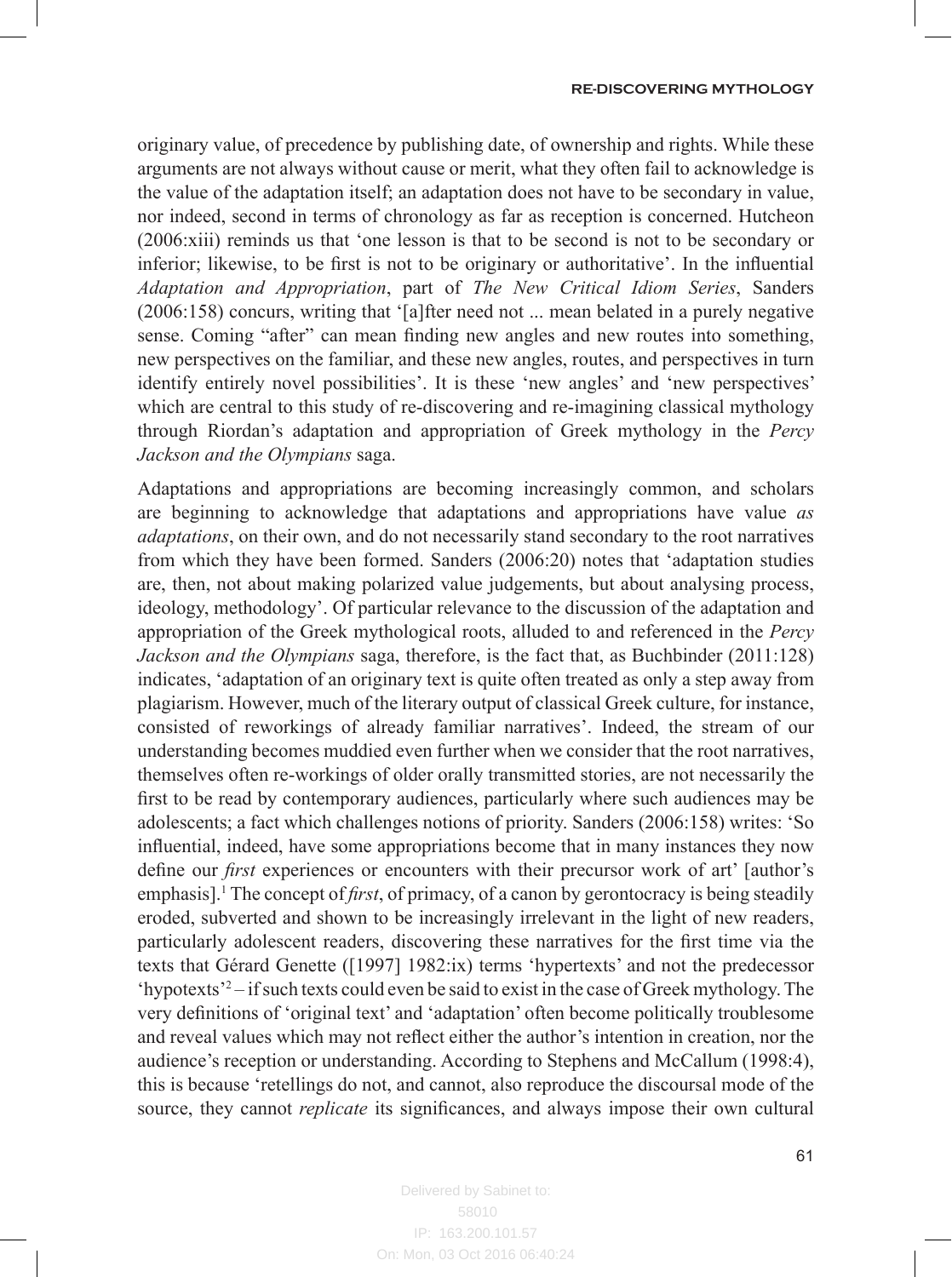originary value, of precedence by publishing date, of ownership and rights. While these arguments are not always without cause or merit, what they often fail to acknowledge is the value of the adaptation itself; an adaptation does not have to be secondary in value, nor indeed, second in terms of chronology as far as reception is concerned. Hutcheon (2006:xiii) reminds us that 'one lesson is that to be second is not to be secondary or inferior; likewise, to be first is not to be originary or authoritative'. In the influential *Adaptation and Appropriation*, part of *The New Critical Idiom Series*, Sanders (2006:158) concurs, writing that '[a]fter need not ... mean belated in a purely negative sense. Coming "after" can mean finding new angles and new routes into something, new perspectives on the familiar, and these new angles, routes, and perspectives in turn identify entirely novel possibilities'. It is these 'new angles' and 'new perspectives' which are central to this study of re-discovering and re-imagining classical mythology through Riordan's adaptation and appropriation of Greek mythology in the *Percy Jackson and the Olympians* saga.

Adaptations and appropriations are becoming increasingly common, and scholars are beginning to acknowledge that adaptations and appropriations have value *as adaptations*, on their own, and do not necessarily stand secondary to the root narratives from which they have been formed. Sanders (2006:20) notes that 'adaptation studies are, then, not about making polarized value judgements, but about analysing process, ideology, methodology'. Of particular relevance to the discussion of the adaptation and appropriation of the Greek mythological roots, alluded to and referenced in the *Percy Jackson and the Olympians* saga, therefore, is the fact that, as Buchbinder (2011:128) indicates, 'adaptation of an originary text is quite often treated as only a step away from plagiarism. However, much of the literary output of classical Greek culture, for instance, consisted of reworkings of already familiar narratives'. Indeed, the stream of our understanding becomes muddied even further when we consider that the root narratives, themselves often re-workings of older orally transmitted stories, are not necessarily the first to be read by contemporary audiences, particularly where such audiences may be adolescents; a fact which challenges notions of priority. Sanders (2006:158) writes: 'So influential, indeed, have some appropriations become that in many instances they now define our *first* experiences or encounters with their precursor work of art' [author's emphasis].[1] The concept of *first*, of primacy, of a canon by gerontocracy is being steadily eroded, subverted and shown to be increasingly irrelevant in the light of new readers, particularly adolescent readers, discovering these narratives for the first time via the texts that Gérard Genette ([1997] 1982:ix) terms 'hypertexts' and not the predecessor 'hypotexts'[2] – if such texts could even be said to exist in the case of Greek mythology. The very definitions of 'original text' and 'adaptation' often become politically troublesome and reveal values which may not reflect either the author's intention in creation, nor the audience's reception or understanding. According to Stephens and McCallum (1998:4), this is because 'retellings do not, and cannot, also reproduce the discoursal mode of the source, they cannot *replicate* its significances, and always impose their own cultural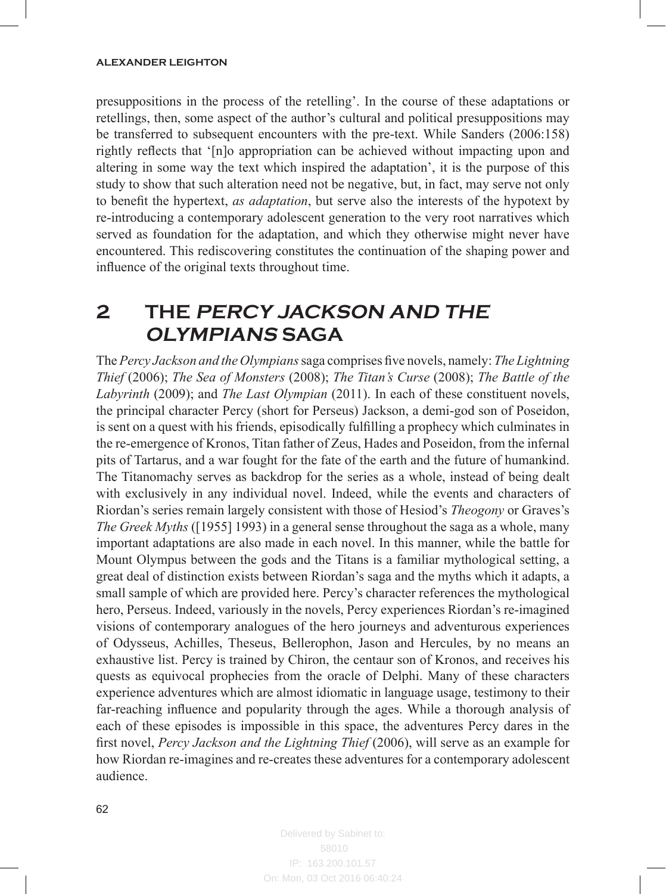presuppositions in the process of the retelling'. In the course of these adaptations or retellings, then, some aspect of the author's cultural and political presuppositions may be transferred to subsequent encounters with the pre-text. While Sanders (2006:158) rightly reflects that '[n]o appropriation can be achieved without impacting upon and altering in some way the text which inspired the adaptation', it is the purpose of this study to show that such alteration need not be negative, but, in fact, may serve not only to benefit the hypertext, *as adaptation*, but serve also the interests of the hypotext by re-introducing a contemporary adolescent generation to the very root narratives which served as foundation for the adaptation, and which they otherwise might never have encountered. This rediscovering constitutes the continuation of the shaping power and influence of the original texts throughout time.

## 2 THE *PERCY JACKSON AND THE OLYMPIANS* SAGA

The *Percy Jackson and the Olympians* saga comprises five novels, namely: *The Lightning Thief* (2006); *The Sea of Monsters* (2008); *The Titan's Curse* (2008); *The Battle of the Labyrinth* (2009); and *The Last Olympian* (2011). In each of these constituent novels, the principal character Percy (short for Perseus) Jackson, a demi-god son of Poseidon, is sent on a quest with his friends, episodically fulfilling a prophecy which culminates in the re-emergence of Kronos, Titan father of Zeus, Hades and Poseidon, from the infernal pits of Tartarus, and a war fought for the fate of the earth and the future of humankind. The Titanomachy serves as backdrop for the series as a whole, instead of being dealt with exclusively in any individual novel. Indeed, while the events and characters of Riordan's series remain largely consistent with those of Hesiod's *Theogony* or Graves's *The Greek Myths* ([1955] 1993) in a general sense throughout the saga as a whole, many important adaptations are also made in each novel. In this manner, while the battle for Mount Olympus between the gods and the Titans is a familiar mythological setting, a great deal of distinction exists between Riordan's saga and the myths which it adapts, a small sample of which are provided here. Percy's character references the mythological hero, Perseus. Indeed, variously in the novels, Percy experiences Riordan's re-imagined visions of contemporary analogues of the hero journeys and adventurous experiences of Odysseus, Achilles, Theseus, Bellerophon, Jason and Hercules, by no means an exhaustive list. Percy is trained by Chiron, the centaur son of Kronos, and receives his quests as equivocal prophecies from the oracle of Delphi. Many of these characters experience adventures which are almost idiomatic in language usage, testimony to their far-reaching influence and popularity through the ages. While a thorough analysis of each of these episodes is impossible in this space, the adventures Percy dares in the first novel, *Percy Jackson and the Lightning Thief* (2006), will serve as an example for how Riordan re-imagines and re-creates these adventures for a contemporary adolescent audience.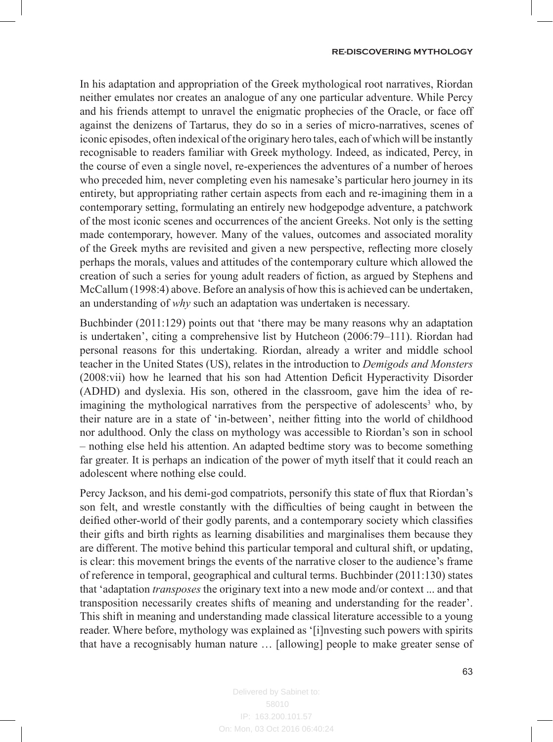In his adaptation and appropriation of the Greek mythological root narratives, Riordan neither emulates nor creates an analogue of any one particular adventure. While Percy and his friends attempt to unravel the enigmatic prophecies of the Oracle, or face off against the denizens of Tartarus, they do so in a series of micro-narratives, scenes of iconic episodes, often indexical of the originary hero tales, each of which will be instantly recognisable to readers familiar with Greek mythology. Indeed, as indicated, Percy, in the course of even a single novel, re-experiences the adventures of a number of heroes who preceded him, never completing even his namesake's particular hero journey in its entirety, but appropriating rather certain aspects from each and re-imagining them in a contemporary setting, formulating an entirely new hodgepodge adventure, a patchwork of the most iconic scenes and occurrences of the ancient Greeks. Not only is the setting made contemporary, however. Many of the values, outcomes and associated morality of the Greek myths are revisited and given a new perspective, reflecting more closely perhaps the morals, values and attitudes of the contemporary culture which allowed the creation of such a series for young adult readers of fiction, as argued by Stephens and McCallum (1998:4) above. Before an analysis of how this is achieved can be undertaken, an understanding of *why* such an adaptation was undertaken is necessary.

Buchbinder (2011:129) points out that 'there may be many reasons why an adaptation is undertaken', citing a comprehensive list by Hutcheon (2006:79–111). Riordan had personal reasons for this undertaking. Riordan, already a writer and middle school teacher in the United States (US), relates in the introduction to *Demigods and Monsters* (2008:vii) how he learned that his son had Attention Deficit Hyperactivity Disorder (ADHD) and dyslexia. His son, othered in the classroom, gave him the idea of re-imagining the mythological narratives from the perspective of adolescents[3] who, by their nature are in a state of 'in-between', neither fitting into the world of childhood nor adulthood. Only the class on mythology was accessible to Riordan's son in school – nothing else held his attention. An adapted bedtime story was to become something far greater. It is perhaps an indication of the power of myth itself that it could reach an adolescent where nothing else could.

Percy Jackson, and his demi-god compatriots, personify this state of flux that Riordan's son felt, and wrestle constantly with the difficulties of being caught in between the deified other-world of their godly parents, and a contemporary society which classifies their gifts and birth rights as learning disabilities and marginalises them because they are different. The motive behind this particular temporal and cultural shift, or updating, is clear: this movement brings the events of the narrative closer to the audience's frame of reference in temporal, geographical and cultural terms. Buchbinder (2011:130) states that 'adaptation *transposes* the originary text into a new mode and/or context ... and that transposition necessarily creates shifts of meaning and understanding for the reader'. This shift in meaning and understanding made classical literature accessible to a young reader. Where before, mythology was explained as '[i]nvesting such powers with spirits that have a recognisably human nature … [allowing] people to make greater sense of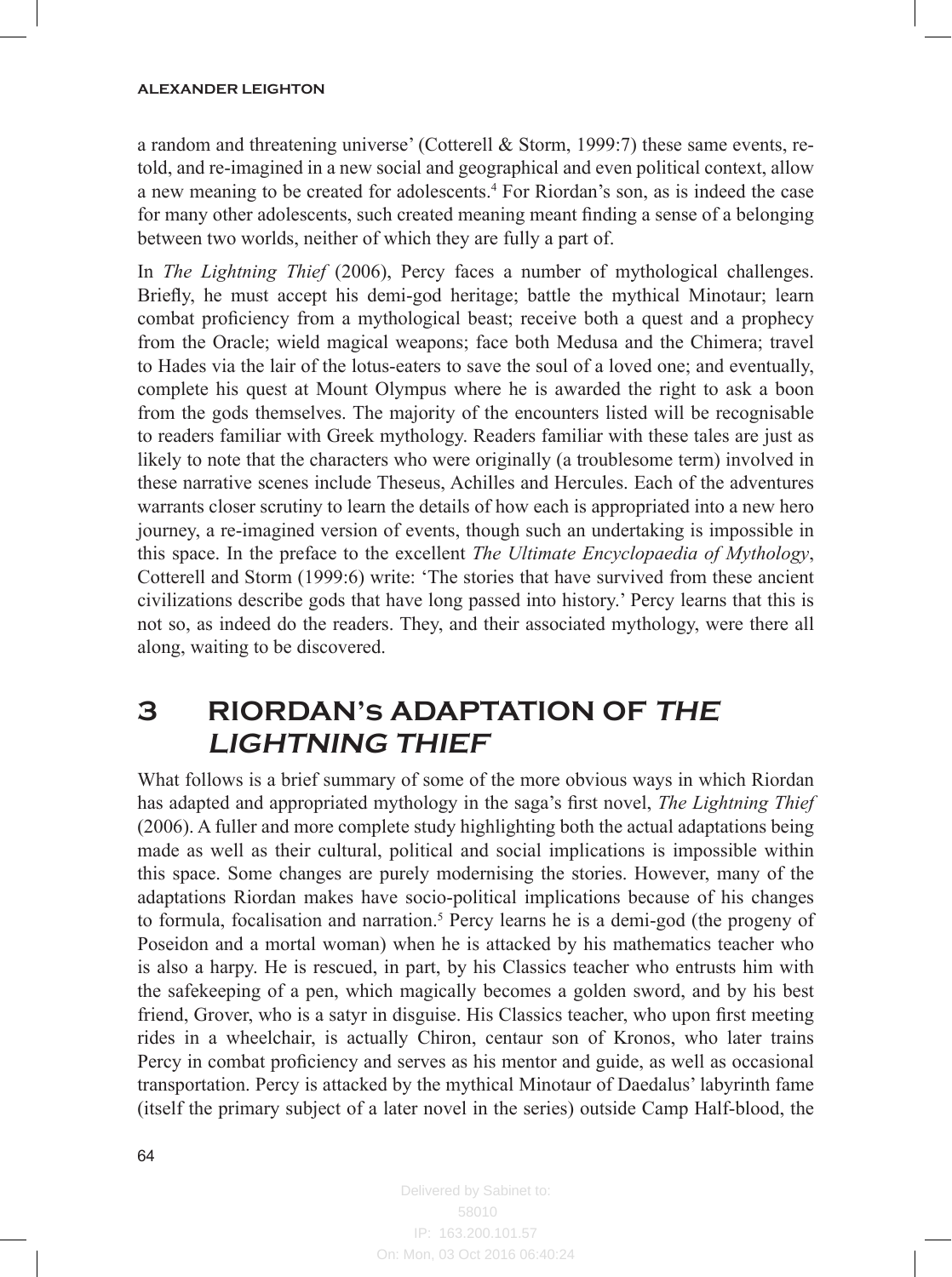a random and threatening universe' (Cotterell & Storm, 1999:7) these same events, re-told, and re-imagined in a new social and geographical and even political context, allow a new meaning to be created for adolescents.[4] For Riordan's son, as is indeed the case for many other adolescents, such created meaning meant finding a sense of a belonging between two worlds, neither of which they are fully a part of.

In *The Lightning Thief* (2006), Percy faces a number of mythological challenges. Briefly, he must accept his demi-god heritage; battle the mythical Minotaur; learn combat proficiency from a mythological beast; receive both a quest and a prophecy from the Oracle; wield magical weapons; face both Medusa and the Chimera; travel to Hades via the lair of the lotus-eaters to save the soul of a loved one; and eventually, complete his quest at Mount Olympus where he is awarded the right to ask a boon from the gods themselves. The majority of the encounters listed will be recognisable to readers familiar with Greek mythology. Readers familiar with these tales are just as likely to note that the characters who were originally (a troublesome term) involved in these narrative scenes include Theseus, Achilles and Hercules. Each of the adventures warrants closer scrutiny to learn the details of how each is appropriated into a new hero journey, a re-imagined version of events, though such an undertaking is impossible in this space. In the preface to the excellent *The Ultimate Encyclopaedia of Mythology*, Cotterell and Storm (1999:6) write: 'The stories that have survived from these ancient civilizations describe gods that have long passed into history.' Percy learns that this is not so, as indeed do the readers. They, and their associated mythology, were there all along, waiting to be discovered.

## 3 RIORDAN's ADAPTATION OF *THE LIGHTNING THIEF*

What follows is a brief summary of some of the more obvious ways in which Riordan has adapted and appropriated mythology in the saga's first novel, *The Lightning Thief* (2006). A fuller and more complete study highlighting both the actual adaptations being made as well as their cultural, political and social implications is impossible within this space. Some changes are purely modernising the stories. However, many of the adaptations Riordan makes have socio-political implications because of his changes to formula, focalisation and narration.[5] Percy learns he is a demi-god (the progeny of Poseidon and a mortal woman) when he is attacked by his mathematics teacher who is also a harpy. He is rescued, in part, by his Classics teacher who entrusts him with the safekeeping of a pen, which magically becomes a golden sword, and by his best friend, Grover, who is a satyr in disguise. His Classics teacher, who upon first meeting rides in a wheelchair, is actually Chiron, centaur son of Kronos, who later trains Percy in combat proficiency and serves as his mentor and guide, as well as occasional transportation. Percy is attacked by the mythical Minotaur of Daedalus' labyrinth fame (itself the primary subject of a later novel in the series) outside Camp Half-blood, the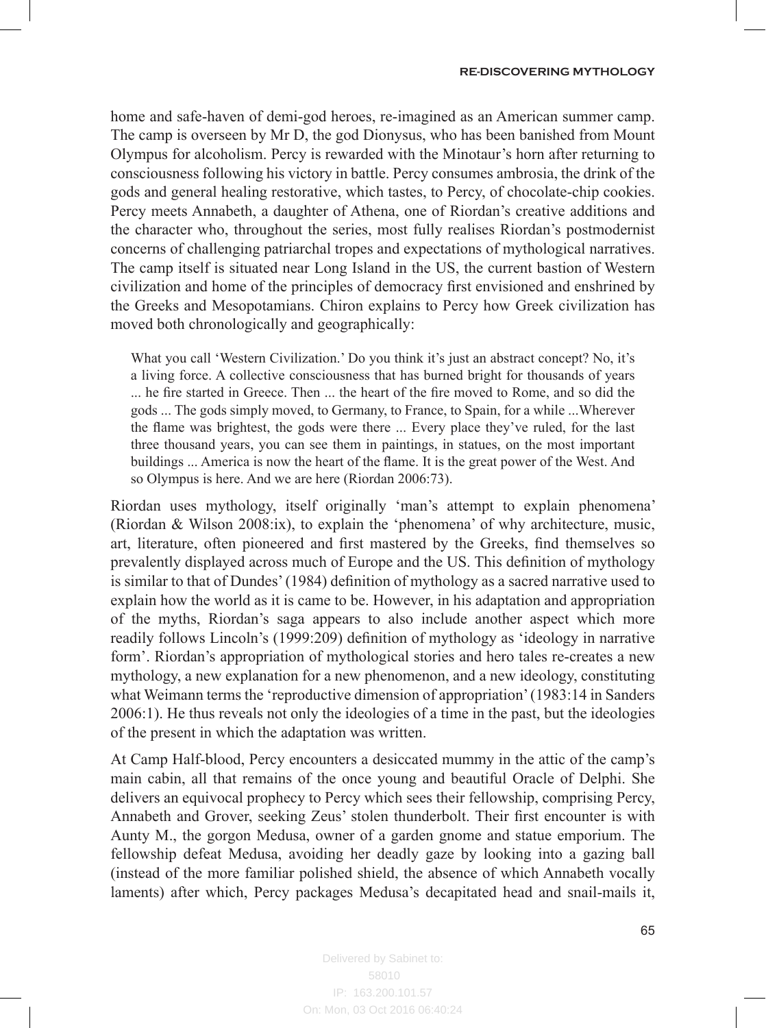home and safe-haven of demi-god heroes, re-imagined as an American summer camp. The camp is overseen by Mr D, the god Dionysus, who has been banished from Mount Olympus for alcoholism. Percy is rewarded with the Minotaur's horn after returning to consciousness following his victory in battle. Percy consumes ambrosia, the drink of the gods and general healing restorative, which tastes, to Percy, of chocolate-chip cookies. Percy meets Annabeth, a daughter of Athena, one of Riordan's creative additions and the character who, throughout the series, most fully realises Riordan's postmodernist concerns of challenging patriarchal tropes and expectations of mythological narratives. The camp itself is situated near Long Island in the US, the current bastion of Western civilization and home of the principles of democracy first envisioned and enshrined by the Greeks and Mesopotamians. Chiron explains to Percy how Greek civilization has moved both chronologically and geographically:

> What you call 'Western Civilization.' Do you think it's just an abstract concept? No, it's a living force. A collective consciousness that has burned bright for thousands of years ... he fire started in Greece. Then ... the heart of the fire moved to Rome, and so did the gods ... The gods simply moved, to Germany, to France, to Spain, for a while ...Wherever the flame was brightest, the gods were there ... Every place they've ruled, for the last three thousand years, you can see them in paintings, in statues, on the most important buildings ... America is now the heart of the flame. It is the great power of the West. And so Olympus is here. And we are here (Riordan 2006:73).

Riordan uses mythology, itself originally 'man's attempt to explain phenomena' (Riordan & Wilson 2008:ix), to explain the 'phenomena' of why architecture, music, art, literature, often pioneered and first mastered by the Greeks, find themselves so prevalently displayed across much of Europe and the US. This definition of mythology is similar to that of Dundes' (1984) definition of mythology as a sacred narrative used to explain how the world as it is came to be. However, in his adaptation and appropriation of the myths, Riordan's saga appears to also include another aspect which more readily follows Lincoln's (1999:209) definition of mythology as 'ideology in narrative form'. Riordan's appropriation of mythological stories and hero tales re-creates a new mythology, a new explanation for a new phenomenon, and a new ideology, constituting what Weimann terms the 'reproductive dimension of appropriation' (1983:14 in Sanders 2006:1). He thus reveals not only the ideologies of a time in the past, but the ideologies of the present in which the adaptation was written.

At Camp Half-blood, Percy encounters a desiccated mummy in the attic of the camp's main cabin, all that remains of the once young and beautiful Oracle of Delphi. She delivers an equivocal prophecy to Percy which sees their fellowship, comprising Percy, Annabeth and Grover, seeking Zeus' stolen thunderbolt. Their first encounter is with Aunty M., the gorgon Medusa, owner of a garden gnome and statue emporium. The fellowship defeat Medusa, avoiding her deadly gaze by looking into a gazing ball (instead of the more familiar polished shield, the absence of which Annabeth vocally laments) after which, Percy packages Medusa's decapitated head and snail-mails it,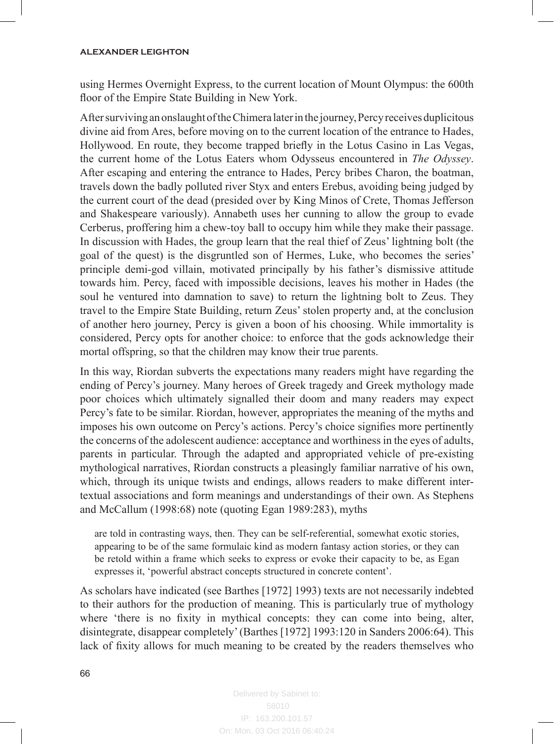using Hermes Overnight Express, to the current location of Mount Olympus: the 600th floor of the Empire State Building in New York.

After surviving an onslaught of the Chimera later in the journey, Percy receives duplicitous divine aid from Ares, before moving on to the current location of the entrance to Hades, Hollywood. En route, they become trapped briefly in the Lotus Casino in Las Vegas, the current home of the Lotus Eaters whom Odysseus encountered in *The Odyssey*. After escaping and entering the entrance to Hades, Percy bribes Charon, the boatman, travels down the badly polluted river Styx and enters Erebus, avoiding being judged by the current court of the dead (presided over by King Minos of Crete, Thomas Jefferson and Shakespeare variously). Annabeth uses her cunning to allow the group to evade Cerberus, proffering him a chew-toy ball to occupy him while they make their passage. In discussion with Hades, the group learn that the real thief of Zeus' lightning bolt (the goal of the quest) is the disgruntled son of Hermes, Luke, who becomes the series' principle demi-god villain, motivated principally by his father's dismissive attitude towards him. Percy, faced with impossible decisions, leaves his mother in Hades (the soul he ventured into damnation to save) to return the lightning bolt to Zeus. They travel to the Empire State Building, return Zeus' stolen property and, at the conclusion of another hero journey, Percy is given a boon of his choosing. While immortality is considered, Percy opts for another choice: to enforce that the gods acknowledge their mortal offspring, so that the children may know their true parents.

In this way, Riordan subverts the expectations many readers might have regarding the ending of Percy's journey. Many heroes of Greek tragedy and Greek mythology made poor choices which ultimately signalled their doom and many readers may expect Percy's fate to be similar. Riordan, however, appropriates the meaning of the myths and imposes his own outcome on Percy's actions. Percy's choice signifies more pertinently the concerns of the adolescent audience: acceptance and worthiness in the eyes of adults, parents in particular. Through the adapted and appropriated vehicle of pre-existing mythological narratives, Riordan constructs a pleasingly familiar narrative of his own, which, through its unique twists and endings, allows readers to make different inter-textual associations and form meanings and understandings of their own. As Stephens and McCallum (1998:68) note (quoting Egan 1989:283), myths

> are told in contrasting ways, then. They can be self-referential, somewhat exotic stories, appearing to be of the same formulaic kind as modern fantasy action stories, or they can be retold within a frame which seeks to express or evoke their capacity to be, as Egan expresses it, 'powerful abstract concepts structured in concrete content'.

As scholars have indicated (see Barthes [1972] 1993) texts are not necessarily indebted to their authors for the production of meaning. This is particularly true of mythology where 'there is no fixity in mythical concepts: they can come into being, alter, disintegrate, disappear completely' (Barthes [1972] 1993:120 in Sanders 2006:64). This lack of fixity allows for much meaning to be created by the readers themselves who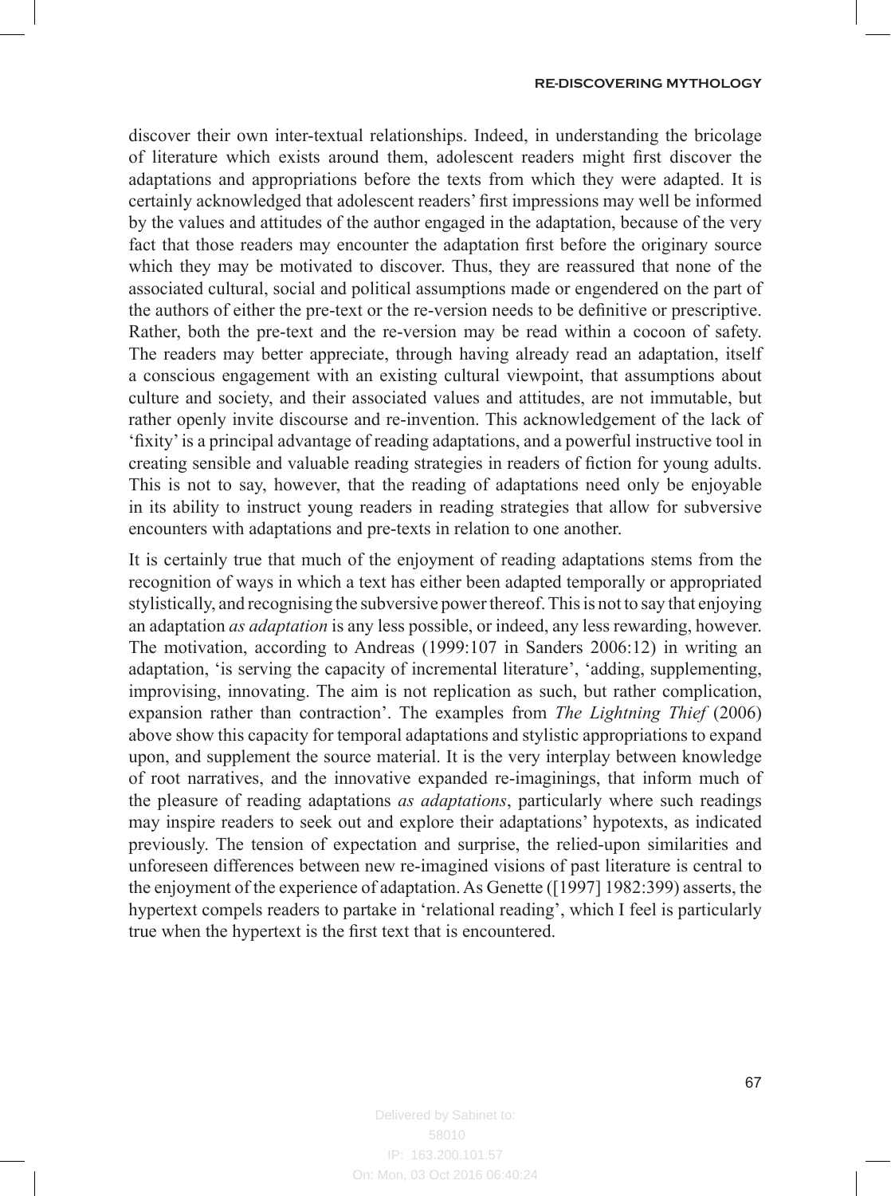discover their own inter-textual relationships. Indeed, in understanding the bricolage of literature which exists around them, adolescent readers might first discover the adaptations and appropriations before the texts from which they were adapted. It is certainly acknowledged that adolescent readers' first impressions may well be informed by the values and attitudes of the author engaged in the adaptation, because of the very fact that those readers may encounter the adaptation first before the originary source which they may be motivated to discover. Thus, they are reassured that none of the associated cultural, social and political assumptions made or engendered on the part of the authors of either the pre-text or the re-version needs to be definitive or prescriptive. Rather, both the pre-text and the re-version may be read within a cocoon of safety. The readers may better appreciate, through having already read an adaptation, itself a conscious engagement with an existing cultural viewpoint, that assumptions about culture and society, and their associated values and attitudes, are not immutable, but rather openly invite discourse and re-invention. This acknowledgement of the lack of 'fixity' is a principal advantage of reading adaptations, and a powerful instructive tool in creating sensible and valuable reading strategies in readers of fiction for young adults. This is not to say, however, that the reading of adaptations need only be enjoyable in its ability to instruct young readers in reading strategies that allow for subversive encounters with adaptations and pre-texts in relation to one another.

It is certainly true that much of the enjoyment of reading adaptations stems from the recognition of ways in which a text has either been adapted temporally or appropriated stylistically, and recognising the subversive power thereof. This is not to say that enjoying an adaptation *as adaptation* is any less possible, or indeed, any less rewarding, however. The motivation, according to Andreas (1999:107 in Sanders 2006:12) in writing an adaptation, 'is serving the capacity of incremental literature', 'adding, supplementing, improvising, innovating. The aim is not replication as such, but rather complication, expansion rather than contraction'. The examples from *The Lightning Thief* (2006) above show this capacity for temporal adaptations and stylistic appropriations to expand upon, and supplement the source material. It is the very interplay between knowledge of root narratives, and the innovative expanded re-imaginings, that inform much of the pleasure of reading adaptations *as adaptations*, particularly where such readings may inspire readers to seek out and explore their adaptations' hypotexts, as indicated previously. The tension of expectation and surprise, the relied-upon similarities and unforeseen differences between new re-imagined visions of past literature is central to the enjoyment of the experience of adaptation. As Genette ([1997] 1982:399) asserts, the hypertext compels readers to partake in 'relational reading', which I feel is particularly true when the hypertext is the first text that is encountered.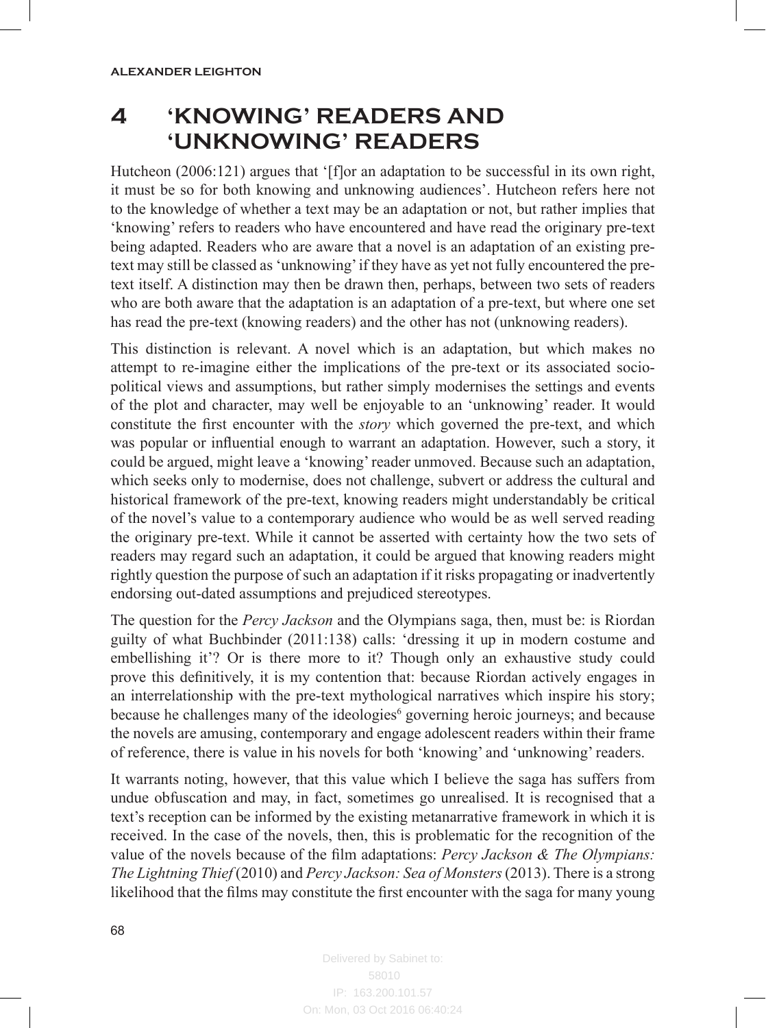## 4 'KNOWING' READERS AND 'UNKNOWING' READERS

Hutcheon (2006:121) argues that '[f]or an adaptation to be successful in its own right, it must be so for both knowing and unknowing audiences'. Hutcheon refers here not to the knowledge of whether a text may be an adaptation or not, but rather implies that 'knowing' refers to readers who have encountered and have read the originary pre-text being adapted. Readers who are aware that a novel is an adaptation of an existing pre-text may still be classed as 'unknowing' if they have as yet not fully encountered the pre-text itself. A distinction may then be drawn then, perhaps, between two sets of readers who are both aware that the adaptation is an adaptation of a pre-text, but where one set has read the pre-text (knowing readers) and the other has not (unknowing readers).

This distinction is relevant. A novel which is an adaptation, but which makes no attempt to re-imagine either the implications of the pre-text or its associated socio-political views and assumptions, but rather simply modernises the settings and events of the plot and character, may well be enjoyable to an 'unknowing' reader. It would constitute the first encounter with the *story* which governed the pre-text, and which was popular or influential enough to warrant an adaptation. However, such a story, it could be argued, might leave a 'knowing' reader unmoved. Because such an adaptation, which seeks only to modernise, does not challenge, subvert or address the cultural and historical framework of the pre-text, knowing readers might understandably be critical of the novel's value to a contemporary audience who would be as well served reading the originary pre-text. While it cannot be asserted with certainty how the two sets of readers may regard such an adaptation, it could be argued that knowing readers might rightly question the purpose of such an adaptation if it risks propagating or inadvertently endorsing out-dated assumptions and prejudiced stereotypes.

The question for the *Percy Jackson* and the Olympians saga, then, must be: is Riordan guilty of what Buchbinder (2011:138) calls: 'dressing it up in modern costume and embellishing it'? Or is there more to it? Though only an exhaustive study could prove this definitively, it is my contention that: because Riordan actively engages in an interrelationship with the pre-text mythological narratives which inspire his story; because he challenges many of the ideologies[6] governing heroic journeys; and because the novels are amusing, contemporary and engage adolescent readers within their frame of reference, there is value in his novels for both 'knowing' and 'unknowing' readers.

It warrants noting, however, that this value which I believe the saga has suffers from undue obfuscation and may, in fact, sometimes go unrealised. It is recognised that a text's reception can be informed by the existing metanarrative framework in which it is received. In the case of the novels, then, this is problematic for the recognition of the value of the novels because of the film adaptations: *Percy Jackson & The Olympians: The Lightning Thief* (2010) and *Percy Jackson: Sea of Monsters* (2013). There is a strong likelihood that the films may constitute the first encounter with the saga for many young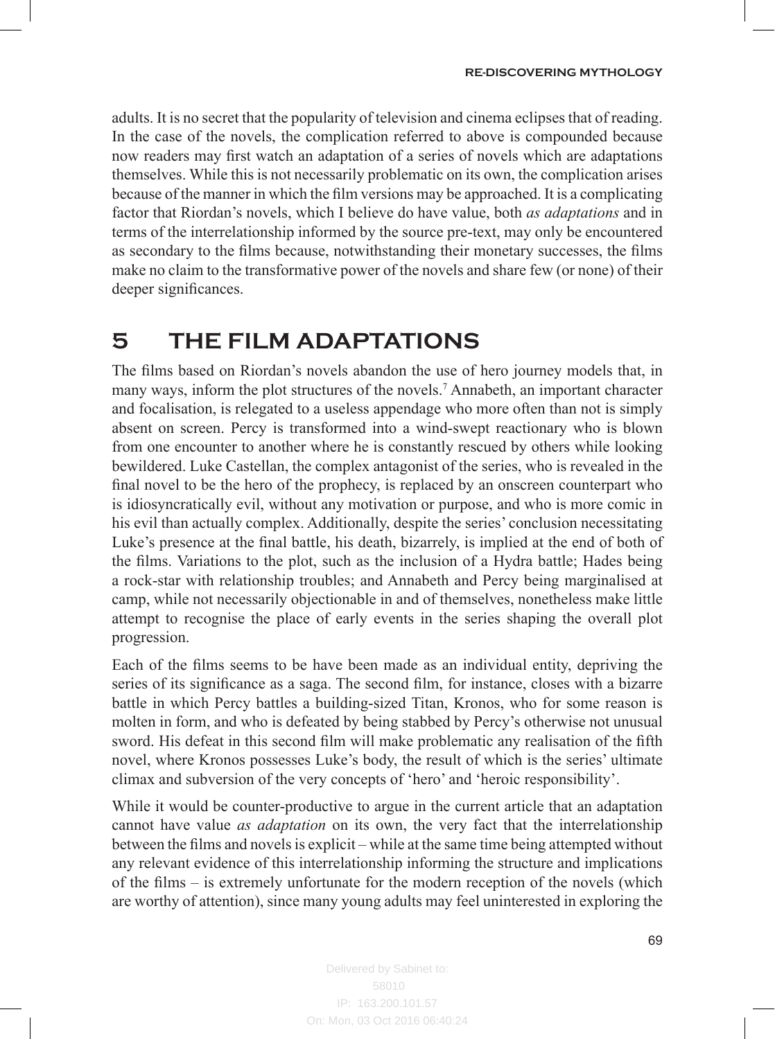adults. It is no secret that the popularity of television and cinema eclipses that of reading. In the case of the novels, the complication referred to above is compounded because now readers may first watch an adaptation of a series of novels which are adaptations themselves. While this is not necessarily problematic on its own, the complication arises because of the manner in which the film versions may be approached. It is a complicating factor that Riordan's novels, which I believe do have value, both *as adaptations* and in terms of the interrelationship informed by the source pre-text, may only be encountered as secondary to the films because, notwithstanding their monetary successes, the films make no claim to the transformative power of the novels and share few (or none) of their deeper significances.

# 5 THE FILM ADAPTATIONS

The films based on Riordan's novels abandon the use of hero journey models that, in many ways, inform the plot structures of the novels.[7] Annabeth, an important character and focalisation, is relegated to a useless appendage who more often than not is simply absent on screen. Percy is transformed into a wind-swept reactionary who is blown from one encounter to another where he is constantly rescued by others while looking bewildered. Luke Castellan, the complex antagonist of the series, who is revealed in the final novel to be the hero of the prophecy, is replaced by an onscreen counterpart who is idiosyncratically evil, without any motivation or purpose, and who is more comic in his evil than actually complex. Additionally, despite the series' conclusion necessitating Luke's presence at the final battle, his death, bizarrely, is implied at the end of both of the films. Variations to the plot, such as the inclusion of a Hydra battle; Hades being a rock-star with relationship troubles; and Annabeth and Percy being marginalised at camp, while not necessarily objectionable in and of themselves, nonetheless make little attempt to recognise the place of early events in the series shaping the overall plot progression.

Each of the films seems to be have been made as an individual entity, depriving the series of its significance as a saga. The second film, for instance, closes with a bizarre battle in which Percy battles a building-sized Titan, Kronos, who for some reason is molten in form, and who is defeated by being stabbed by Percy's otherwise not unusual sword. His defeat in this second film will make problematic any realisation of the fifth novel, where Kronos possesses Luke's body, the result of which is the series' ultimate climax and subversion of the very concepts of 'hero' and 'heroic responsibility'.

While it would be counter-productive to argue in the current article that an adaptation cannot have value *as adaptation* on its own, the very fact that the interrelationship between the films and novels is explicit – while at the same time being attempted without any relevant evidence of this interrelationship informing the structure and implications of the films – is extremely unfortunate for the modern reception of the novels (which are worthy of attention), since many young adults may feel uninterested in exploring the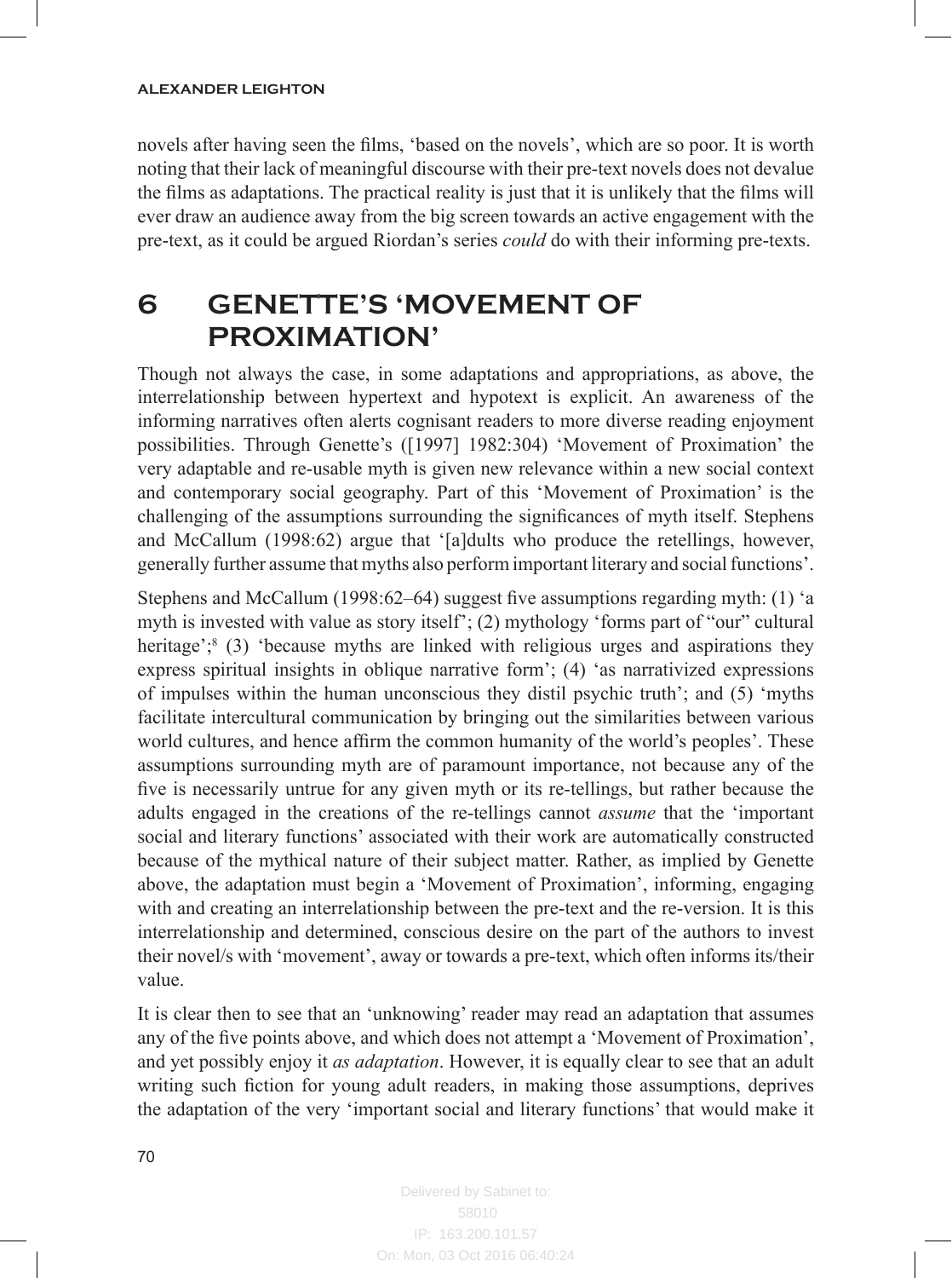novels after having seen the films, 'based on the novels', which are so poor. It is worth noting that their lack of meaningful discourse with their pre-text novels does not devalue the films as adaptations. The practical reality is just that it is unlikely that the films will ever draw an audience away from the big screen towards an active engagement with the pre-text, as it could be argued Riordan's series *could* do with their informing pre-texts.

# 6 GENETTE'S 'MOVEMENT OF PROXIMATION'

Though not always the case, in some adaptations and appropriations, as above, the interrelationship between hypertext and hypotext is explicit. An awareness of the informing narratives often alerts cognisant readers to more diverse reading enjoyment possibilities. Through Genette's ([1997] 1982:304) 'Movement of Proximation' the very adaptable and re-usable myth is given new relevance within a new social context and contemporary social geography. Part of this 'Movement of Proximation' is the challenging of the assumptions surrounding the significances of myth itself. Stephens and McCallum (1998:62) argue that '[a]dults who produce the retellings, however, generally further assume that myths also perform important literary and social functions'.

Stephens and McCallum (1998:62–64) suggest five assumptions regarding myth: (1) 'a myth is invested with value as story itself'; (2) mythology 'forms part of "our" cultural heritage';[8] (3) 'because myths are linked with religious urges and aspirations they express spiritual insights in oblique narrative form'; (4) 'as narrativized expressions of impulses within the human unconscious they distil psychic truth'; and (5) 'myths facilitate intercultural communication by bringing out the similarities between various world cultures, and hence affirm the common humanity of the world's peoples'. These assumptions surrounding myth are of paramount importance, not because any of the five is necessarily untrue for any given myth or its re-tellings, but rather because the adults engaged in the creations of the re-tellings cannot *assume* that the 'important social and literary functions' associated with their work are automatically constructed because of the mythical nature of their subject matter. Rather, as implied by Genette above, the adaptation must begin a 'Movement of Proximation', informing, engaging with and creating an interrelationship between the pre-text and the re-version. It is this interrelationship and determined, conscious desire on the part of the authors to invest their novel/s with 'movement', away or towards a pre-text, which often informs its/their value.

It is clear then to see that an 'unknowing' reader may read an adaptation that assumes any of the five points above, and which does not attempt a 'Movement of Proximation', and yet possibly enjoy it *as adaptation*. However, it is equally clear to see that an adult writing such fiction for young adult readers, in making those assumptions, deprives the adaptation of the very 'important social and literary functions' that would make it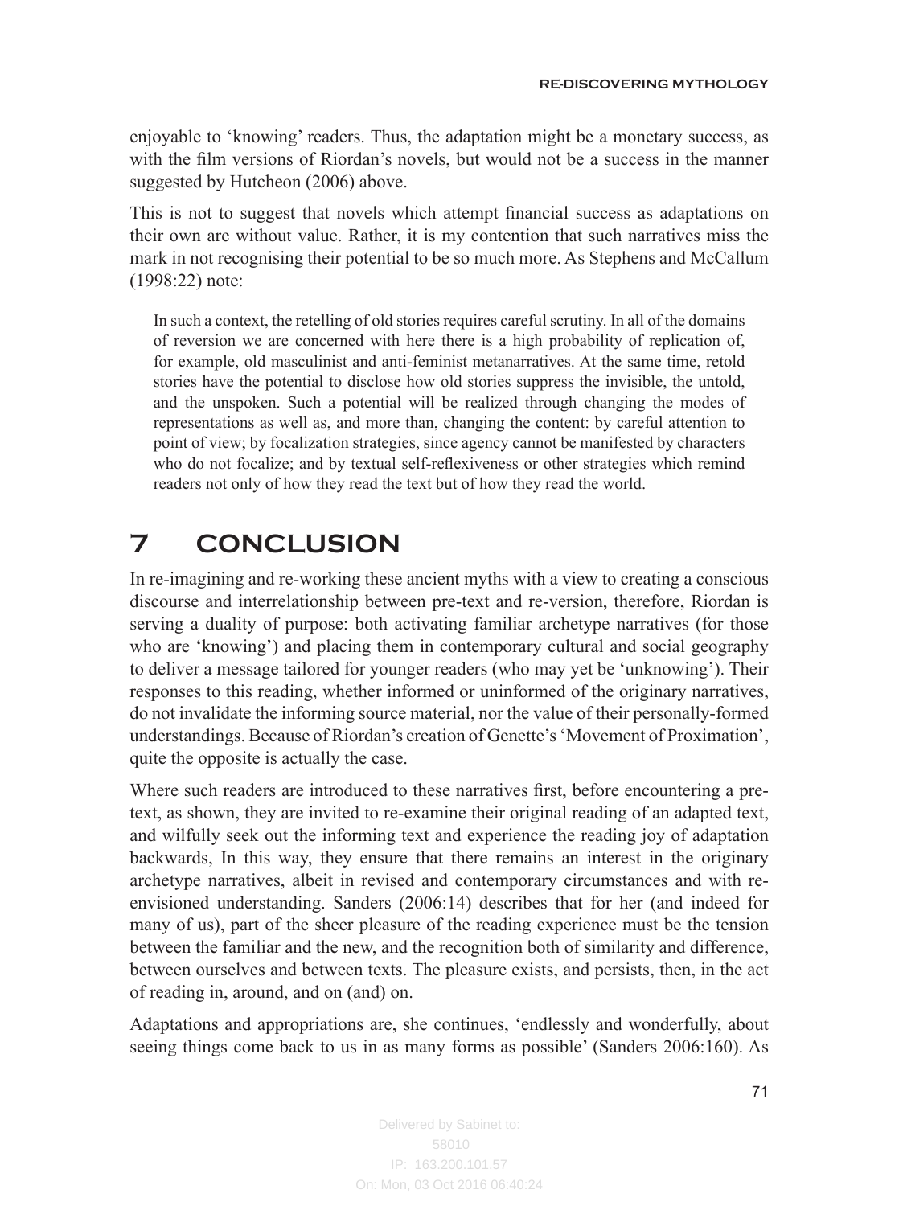enjoyable to 'knowing' readers. Thus, the adaptation might be a monetary success, as with the film versions of Riordan's novels, but would not be a success in the manner suggested by Hutcheon (2006) above.

This is not to suggest that novels which attempt financial success as adaptations on their own are without value. Rather, it is my contention that such narratives miss the mark in not recognising their potential to be so much more. As Stephens and McCallum (1998:22) note:

> In such a context, the retelling of old stories requires careful scrutiny. In all of the domains of reversion we are concerned with here there is a high probability of replication of, for example, old masculinist and anti-feminist metanarratives. At the same time, retold stories have the potential to disclose how old stories suppress the invisible, the untold, and the unspoken. Such a potential will be realized through changing the modes of representations as well as, and more than, changing the content: by careful attention to point of view; by focalization strategies, since agency cannot be manifested by characters who do not focalize; and by textual self-reflexiveness or other strategies which remind readers not only of how they read the text but of how they read the world.

# 7 CONCLUSION

In re-imagining and re-working these ancient myths with a view to creating a conscious discourse and interrelationship between pre-text and re-version, therefore, Riordan is serving a duality of purpose: both activating familiar archetype narratives (for those who are 'knowing') and placing them in contemporary cultural and social geography to deliver a message tailored for younger readers (who may yet be 'unknowing'). Their responses to this reading, whether informed or uninformed of the originary narratives, do not invalidate the informing source material, nor the value of their personally-formed understandings. Because of Riordan's creation of Genette's 'Movement of Proximation', quite the opposite is actually the case.

Where such readers are introduced to these narratives first, before encountering a pre-text, as shown, they are invited to re-examine their original reading of an adapted text, and wilfully seek out the informing text and experience the reading joy of adaptation backwards, In this way, they ensure that there remains an interest in the originary archetype narratives, albeit in revised and contemporary circumstances and with re-envisioned understanding. Sanders (2006:14) describes that for her (and indeed for many of us), part of the sheer pleasure of the reading experience must be the tension between the familiar and the new, and the recognition both of similarity and difference, between ourselves and between texts. The pleasure exists, and persists, then, in the act of reading in, around, and on (and) on.

Adaptations and appropriations are, she continues, 'endlessly and wonderfully, about seeing things come back to us in as many forms as possible' (Sanders 2006:160). As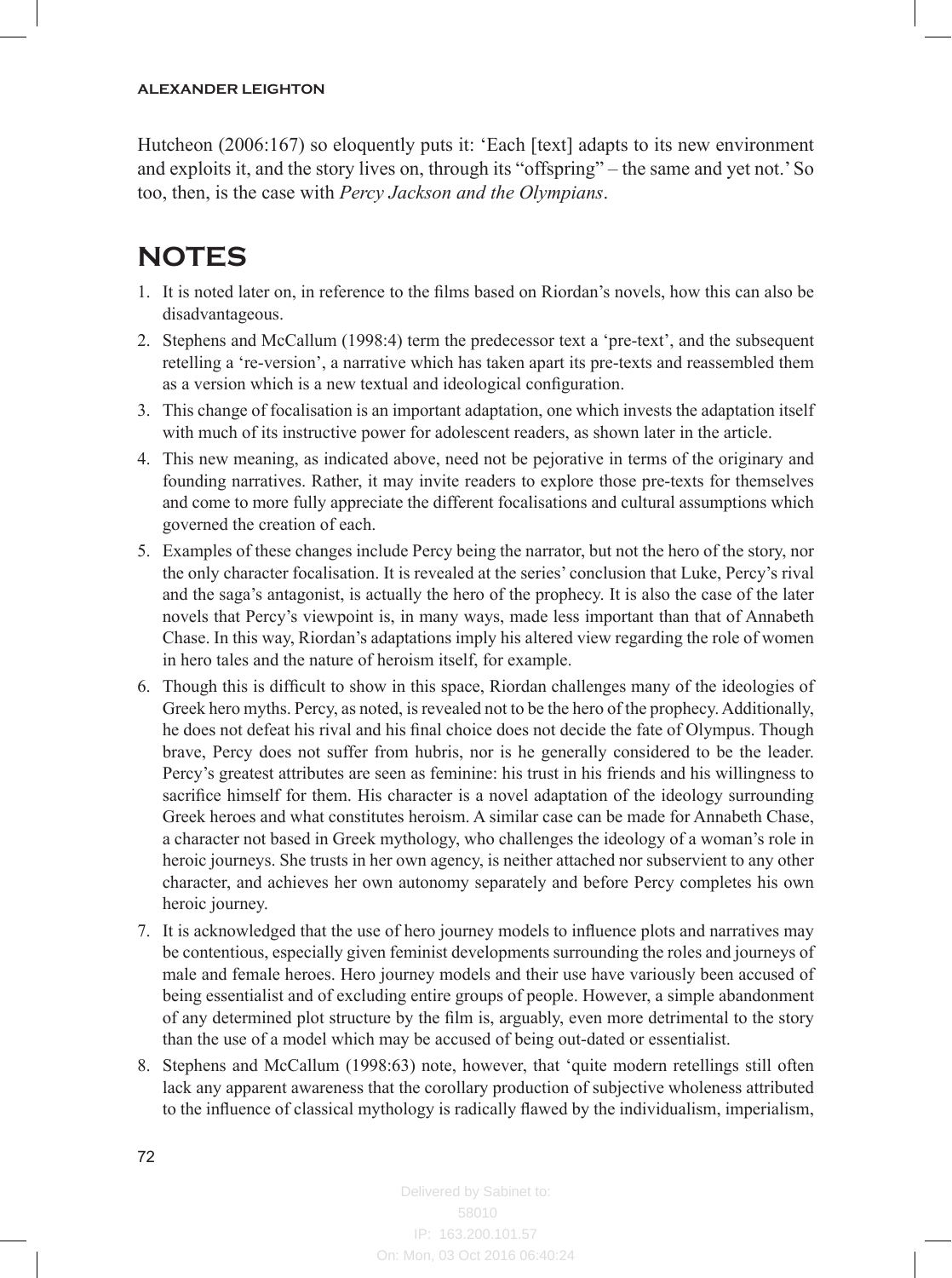Hutcheon (2006:167) so eloquently puts it: 'Each [text] adapts to its new environment and exploits it, and the story lives on, through its "offspring" – the same and yet not.' So too, then, is the case with *Percy Jackson and the Olympians*.

# NOTES

1. It is noted later on, in reference to the films based on Riordan's novels, how this can also be disadvantageous.
2. Stephens and McCallum (1998:4) term the predecessor text a 'pre-text', and the subsequent retelling a 're-version', a narrative which has taken apart its pre-texts and reassembled them as a version which is a new textual and ideological configuration.
3. This change of focalisation is an important adaptation, one which invests the adaptation itself with much of its instructive power for adolescent readers, as shown later in the article.
4. This new meaning, as indicated above, need not be pejorative in terms of the originary and founding narratives. Rather, it may invite readers to explore those pre-texts for themselves and come to more fully appreciate the different focalisations and cultural assumptions which governed the creation of each.
5. Examples of these changes include Percy being the narrator, but not the hero of the story, nor the only character focalisation. It is revealed at the series' conclusion that Luke, Percy's rival and the saga's antagonist, is actually the hero of the prophecy. It is also the case of the later novels that Percy's viewpoint is, in many ways, made less important than that of Annabeth Chase. In this way, Riordan's adaptations imply his altered view regarding the role of women in hero tales and the nature of heroism itself, for example.
6. Though this is difficult to show in this space, Riordan challenges many of the ideologies of Greek hero myths. Percy, as noted, is revealed not to be the hero of the prophecy. Additionally, he does not defeat his rival and his final choice does not decide the fate of Olympus. Though brave, Percy does not suffer from hubris, nor is he generally considered to be the leader. Percy's greatest attributes are seen as feminine: his trust in his friends and his willingness to sacrifice himself for them. His character is a novel adaptation of the ideology surrounding Greek heroes and what constitutes heroism. A similar case can be made for Annabeth Chase, a character not based in Greek mythology, who challenges the ideology of a woman's role in heroic journeys. She trusts in her own agency, is neither attached nor subservient to any other character, and achieves her own autonomy separately and before Percy completes his own heroic journey.
7. It is acknowledged that the use of hero journey models to influence plots and narratives may be contentious, especially given feminist developments surrounding the roles and journeys of male and female heroes. Hero journey models and their use have variously been accused of being essentialist and of excluding entire groups of people. However, a simple abandonment of any determined plot structure by the film is, arguably, even more detrimental to the story than the use of a model which may be accused of being out-dated or essentialist.
8. Stephens and McCallum (1998:63) note, however, that 'quite modern retellings still often lack any apparent awareness that the corollary production of subjective wholeness attributed to the influence of classical mythology is radically flawed by the individualism, imperialism,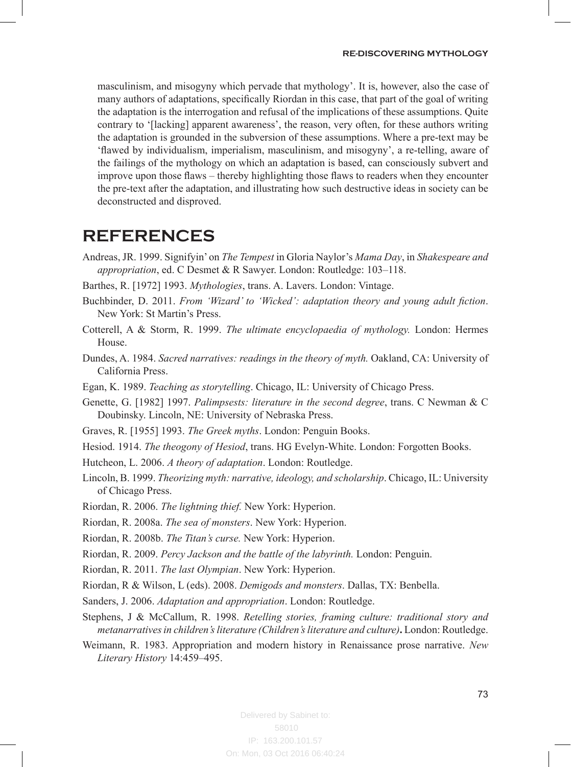masculinism, and misogyny which pervade that mythology'. It is, however, also the case of many authors of adaptations, specifically Riordan in this case, that part of the goal of writing the adaptation is the interrogation and refusal of the implications of these assumptions. Quite contrary to '[lacking] apparent awareness', the reason, very often, for these authors writing the adaptation is grounded in the subversion of these assumptions. Where a pre-text may be 'flawed by individualism, imperialism, masculinism, and misogyny', a re-telling, aware of the failings of the mythology on which an adaptation is based, can consciously subvert and improve upon those flaws – thereby highlighting those flaws to readers when they encounter the pre-text after the adaptation, and illustrating how such destructive ideas in society can be deconstructed and disproved.

# REFERENCES

Andreas, JR. 1999. Signifyin' on *The Tempest* in Gloria Naylor's *Mama Day*, in *Shakespeare and appropriation*, ed. C Desmet & R Sawyer. London: Routledge: 103–118.

Barthes, R. [1972] 1993. *Mythologies*, trans. A. Lavers. London: Vintage.

Buchbinder, D. 2011. *From 'Wizard' to 'Wicked': adaptation theory and young adult fiction*. New York: St Martin's Press.

Cotterell, A & Storm, R. 1999. *The ultimate encyclopaedia of mythology.* London: Hermes House.

Dundes, A. 1984. *Sacred narratives: readings in the theory of myth.* Oakland, CA: University of California Press.

Egan, K. 1989. *Teaching as storytelling*. Chicago, IL: University of Chicago Press.

Genette, G. [1982] 1997. *Palimpsests: literature in the second degree*, trans. C Newman & C Doubinsky. Lincoln, NE: University of Nebraska Press.

Graves, R. [1955] 1993. *The Greek myths*. London: Penguin Books.

Hesiod. 1914. *The theogony of Hesiod*, trans. HG Evelyn-White. London: Forgotten Books.

Hutcheon, L. 2006. *A theory of adaptation*. London: Routledge.

Lincoln, B. 1999. *Theorizing myth: narrative, ideology, and scholarship*. Chicago, IL: University of Chicago Press.

Riordan, R. 2006. *The lightning thief.* New York: Hyperion.

Riordan, R. 2008a. *The sea of monsters*. New York: Hyperion.

Riordan, R. 2008b. *The Titan's curse.* New York: Hyperion.

Riordan, R. 2009. *Percy Jackson and the battle of the labyrinth.* London: Penguin.

Riordan, R. 2011. *The last Olympian*. New York: Hyperion.

Riordan, R & Wilson, L (eds). 2008. *Demigods and monsters*. Dallas, TX: Benbella.

Sanders, J. 2006. *Adaptation and appropriation*. London: Routledge.

Stephens, J & McCallum, R. 1998. *Retelling stories, framing culture: traditional story and metanarratives in children's literature (Children's literature and culture)***.** London: Routledge.

Weimann, R. 1983. Appropriation and modern history in Renaissance prose narrative. *New Literary History* 14:459–495.